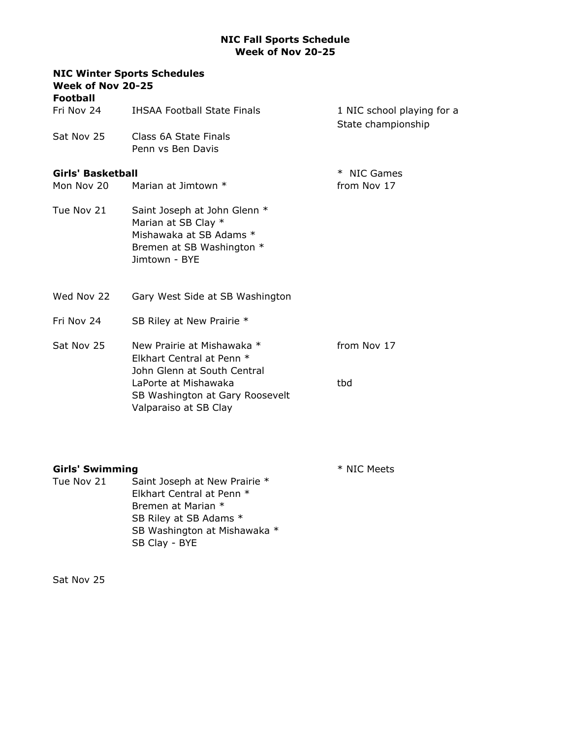**NIC Fall Sports Schedule**
**Week of Nov 20-25**

**NIC Winter Sports Schedules**
**Week of Nov 20-25**

**Football**

| | | |
|---|---|---|
| Fri Nov 24 | IHSAA Football State Finals | 1 NIC school playing for a State championship |
| Sat Nov 25 | Class 6A State Finals<br>Penn vs Ben Davis | |

**Girls' Basketball**

| | | * NIC Games |
|---|---|---|
| Mon Nov 20 | Marian at Jimtown * | from Nov 17 |
| Tue Nov 21 | Saint Joseph at John Glenn *<br>Marian at SB Clay *<br>Mishawaka at SB Adams *<br>Bremen at SB Washington *<br>Jimtown - BYE | |
| Wed Nov 22 | Gary West Side at SB Washington | |
| Fri Nov 24 | SB Riley at New Prairie * | |
| Sat Nov 25 | New Prairie at Mishawaka *<br>Elkhart Central at Penn *<br>John Glenn at South Central<br>LaPorte at Mishawaka<br>SB Washington at Gary Roosevelt<br>Valparaiso at SB Clay | from Nov 17<br><br><br>tbd |

**Girls' Swimming**

| | | * NIC Meets |
|---|---|---|
| Tue Nov 21 | Saint Joseph at New Prairie *<br>Elkhart Central at Penn *<br>Bremen at Marian *<br>SB Riley at SB Adams *<br>SB Washington at Mishawaka *<br>SB Clay - BYE | |
| Sat Nov 25 | | |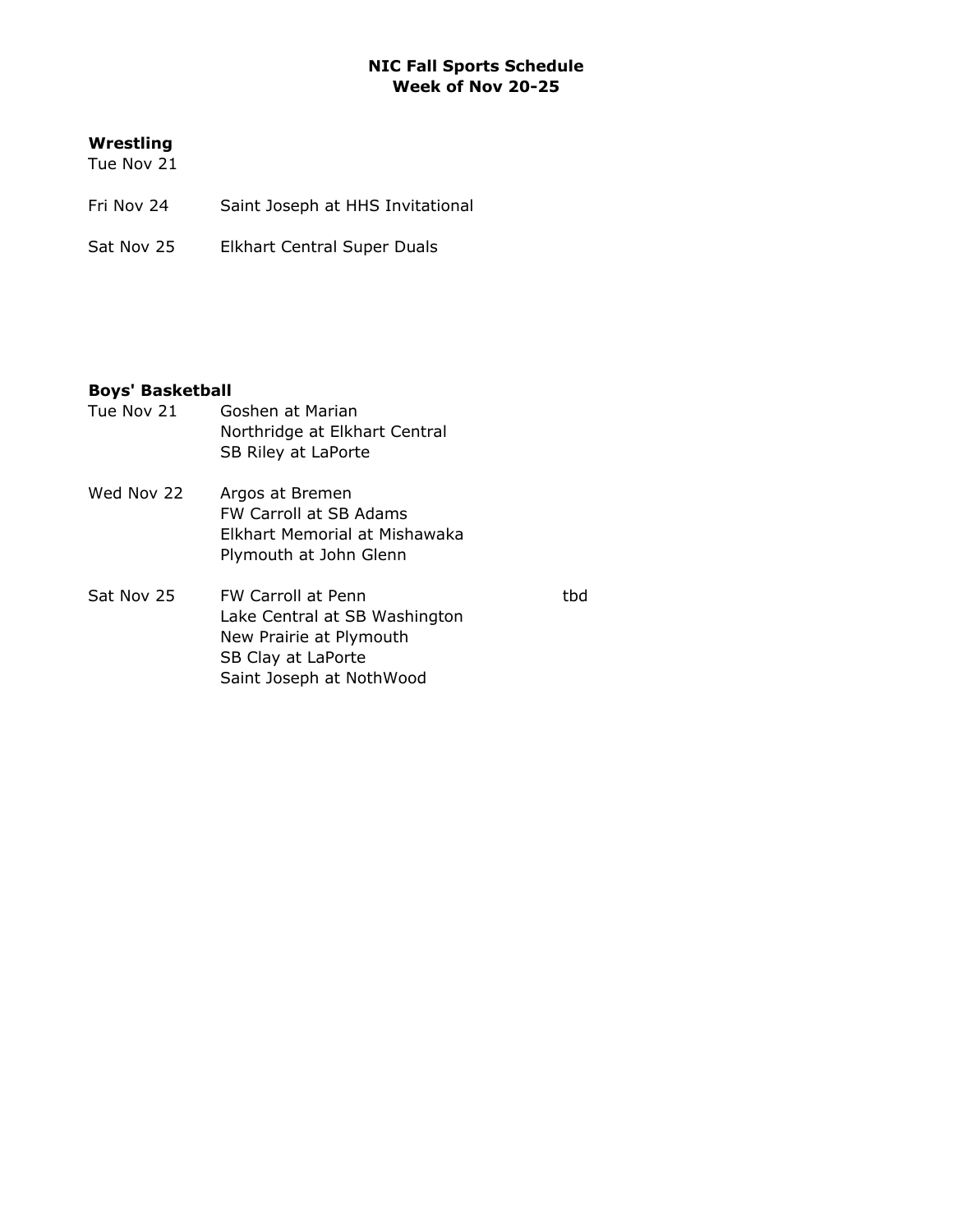**NIC Fall Sports Schedule**
**Week of Nov 20-25**

**Wrestling**

| | | |
|---|---|---|
| Tue Nov 21 | | |
| Fri Nov 24 | Saint Joseph at HHS Invitational | |
| Sat Nov 25 | Elkhart Central Super Duals | |

**Boys' Basketball**

| | | |
|---|---|---|
| Tue Nov 21 | Goshen at Marian | |
| | Northridge at Elkhart Central | |
| | SB Riley at LaPorte | |
| Wed Nov 22 | Argos at Bremen | |
| | FW Carroll at SB Adams | |
| | Elkhart Memorial at Mishawaka | |
| | Plymouth at John Glenn | |
| Sat Nov 25 | FW Carroll at Penn | tbd |
| | Lake Central at SB Washington | |
| | New Prairie at Plymouth | |
| | SB Clay at LaPorte | |
| | Saint Joseph at NothWood | |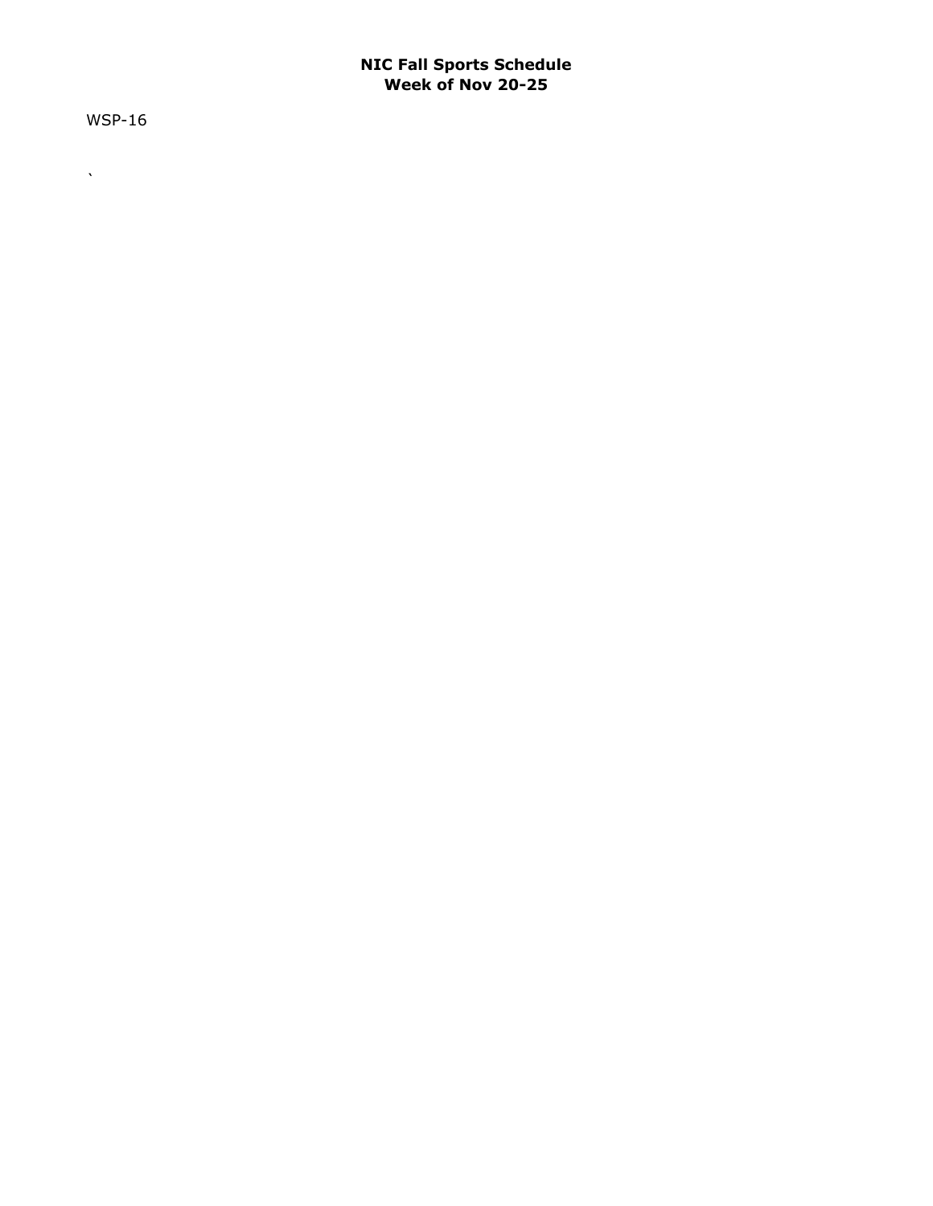**NIC Fall Sports Schedule**
**Week of Nov 20-25**

WSP-16

`